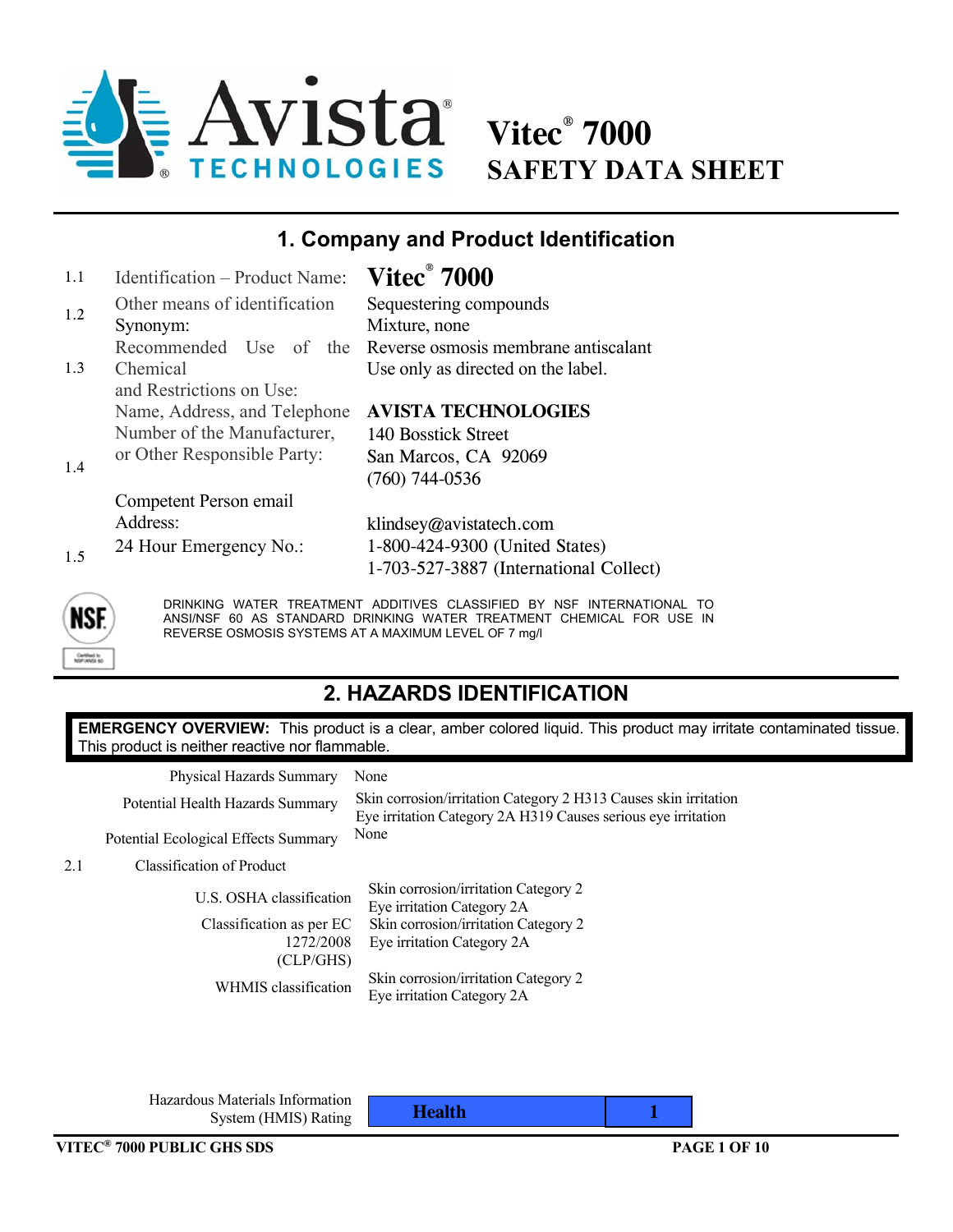# Vitec® 7000

# SAFETY DATA SHEET

## 1. Company and Product Identification

| | | |
|---|---|---|
| 1.1 | Identification – Product Name: | **Vitec® 7000** |
| 1.2 | Other means of identification Synonym: | Sequestering compounds<br>Mixture, none |
| 1.3 | Recommended Use of the Chemical and Restrictions on Use: | Reverse osmosis membrane antiscalant<br>Use only as directed on the label. |
| 1.4 | Name, Address, and Telephone Number of the Manufacturer, or Other Responsible Party: | **AVISTA TECHNOLOGIES**<br>140 Bosstick Street<br>San Marcos, CA 92069<br>(760) 744-0536 |
| | Competent Person email Address: | klindsey@avistatech.com |
| 1.5 | 24 Hour Emergency No.: | 1-800-424-9300 (United States)<br>1-703-527-3887 (International Collect) |

DRINKING WATER TREATMENT ADDITIVES CLASSIFIED BY NSF INTERNATIONAL TO ANSI/NSF 60 AS STANDARD DRINKING WATER TREATMENT CHEMICAL FOR USE IN REVERSE OSMOSIS SYSTEMS AT A MAXIMUM LEVEL OF 7 mg/l

## 2. HAZARDS IDENTIFICATION

**EMERGENCY OVERVIEW:** This product is a clear, amber colored liquid. This product may irritate contaminated tissue. This product is neither reactive nor flammable.

| | |
|---|---|
| Physical Hazards Summary | None |
| Potential Health Hazards Summary | Skin corrosion/irritation Category 2 H313 Causes skin irritation<br>Eye irritation Category 2A H319 Causes serious eye irritation |
| Potential Ecological Effects Summary | None |

2.1 Classification of Product

| | |
|---|---|
| U.S. OSHA classification | Skin corrosion/irritation Category 2<br>Eye irritation Category 2A |
| Classification as per EC 1272/2008 (CLP/GHS) | Skin corrosion/irritation Category 2<br>Eye irritation Category 2A |
| WHMIS classification | Skin corrosion/irritation Category 2<br>Eye irritation Category 2A |

| Hazardous Materials Information System (HMIS) Rating | | |
|---|---|---|
| | Health | 1 |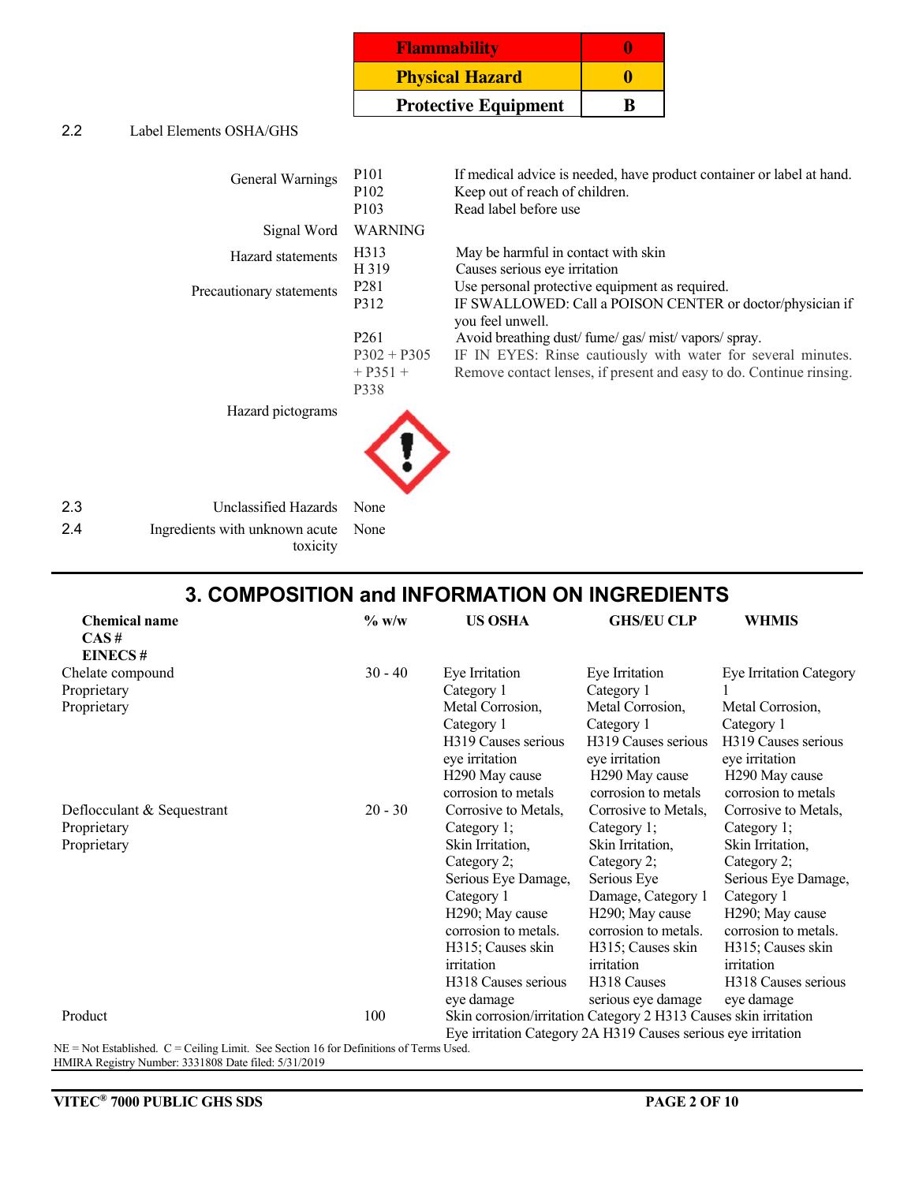| Flammability | 0 |
| --- | --- |
| Physical Hazard | 0 |
| Protective Equipment | B |

2.2 Label Elements OSHA/GHS

| | | |
| --- | --- | --- |
| General Warnings | P101 | If medical advice is needed, have product container or label at hand. |
| | P102 | Keep out of reach of children. |
| | P103 | Read label before use |
| Signal Word | WARNING | |
| Hazard statements | H313 | May be harmful in contact with skin |
| | H 319 | Causes serious eye irritation |
| Precautionary statements | P281 | Use personal protective equipment as required. |
| | P312 | IF SWALLOWED: Call a POISON CENTER or doctor/physician if you feel unwell. |
| | P261 | Avoid breathing dust/ fume/ gas/ mist/ vapors/ spray. |
| | P302 + P305 + P351 + P338 | IF IN EYES: Rinse cautiously with water for several minutes. Remove contact lenses, if present and easy to do. Continue rinsing. |
| Hazard pictograms | | |

2.3 Unclassified Hazards: None

2.4 Ingredients with unknown acute toxicity: None

## 3. COMPOSITION and INFORMATION ON INGREDIENTS

| Chemical name<br>CAS #<br>EINECS # | % w/w | US OSHA | GHS/EU CLP | WHMIS |
| --- | --- | --- | --- | --- |
| Chelate compound<br>Proprietary<br>Proprietary | 30 - 40 | Eye Irritation Category 1<br>Metal Corrosion, Category 1<br>H319 Causes serious eye irritation<br>H290 May cause corrosion to metals | Eye Irritation Category 1<br>Metal Corrosion, Category 1<br>H319 Causes serious eye irritation<br>H290 May cause corrosion to metals | Eye Irritation Category 1<br>Metal Corrosion, Category 1<br>H319 Causes serious eye irritation<br>H290 May cause corrosion to metals |
| Deflocculant & Sequestrant<br>Proprietary<br>Proprietary | 20 - 30 | Corrosive to Metals, Category 1;<br>Skin Irritation, Category 2;<br>Serious Eye Damage, Category 1<br>H290; May cause corrosion to metals.<br>H315; Causes skin irritation<br>H318 Causes serious eye damage | Corrosive to Metals, Category 1;<br>Skin Irritation, Category 2;<br>Serious Eye Damage, Category 1<br>H290; May cause corrosion to metals.<br>H315; Causes skin irritation<br>H318 Causes serious eye damage | Corrosive to Metals, Category 1;<br>Skin Irritation, Category 2;<br>Serious Eye Damage, Category 1<br>H290; May cause corrosion to metals.<br>H315; Causes skin irritation<br>H318 Causes serious eye damage |
| Product | 100 | Skin corrosion/irritation Category 2 H313 Causes skin irritation<br>Eye irritation Category 2A H319 Causes serious eye irritation | | |

NE = Not Established. C = Ceiling Limit. See Section 16 for Definitions of Terms Used.
HMIRA Registry Number: 3331808 Date filed: 5/31/2019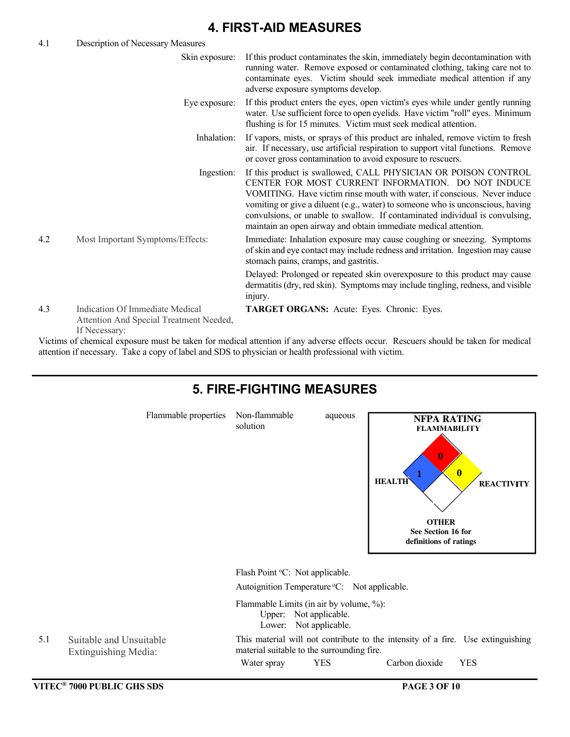## 4. FIRST-AID MEASURES

4.1 Description of Necessary Measures

**Skin exposure:** If this product contaminates the skin, immediately begin decontamination with running water. Remove exposed or contaminated clothing, taking care not to contaminate eyes. Victim should seek immediate medical attention if any adverse exposure symptoms develop.

**Eye exposure:** If this product enters the eyes, open victim's eyes while under gently running water. Use sufficient force to open eyelids. Have victim "roll" eyes. Minimum flushing is for 15 minutes. Victim must seek medical attention.

**Inhalation:** If vapors, mists, or sprays of this product are inhaled, remove victim to fresh air. If necessary, use artificial respiration to support vital functions. Remove or cover gross contamination to avoid exposure to rescuers.

**Ingestion:** If this product is swallowed, CALL PHYSICIAN OR POISON CONTROL CENTER FOR MOST CURRENT INFORMATION. DO NOT INDUCE VOMITING. Have victim rinse mouth with water, if conscious. Never induce vomiting or give a diluent (e.g., water) to someone who is unconscious, having convulsions, or unable to swallow. If contaminated individual is convulsing, maintain an open airway and obtain immediate medical attention.

4.2 Most Important Symptoms/Effects:

Immediate: Inhalation exposure may cause coughing or sneezing. Symptoms of skin and eye contact may include redness and irritation. Ingestion may cause stomach pains, cramps, and gastritis.

Delayed: Prolonged or repeated skin overexposure to this product may cause dermatitis (dry, red skin). Symptoms may include tingling, redness, and visible injury.

4.3 Indication Of Immediate Medical Attention And Special Treatment Needed, If Necessary:

**TARGET ORGANS:** Acute: Eyes. Chronic: Eyes.

Victims of chemical exposure must be taken for medical attention if any adverse effects occur. Rescuers should be taken for medical attention if necessary. Take a copy of label and SDS to physician or health professional with victim.

## 5. FIRE-FIGHTING MEASURES

Flammable properties: Non-flammable aqueous solution

**NFPA RATING**

| FLAMMABILITY | HEALTH | REACTIVITY | OTHER |
|---|---|---|---|
| 0 | 1 | 0 | |

See Section 16 for definitions of ratings

Flash Point °C: Not applicable.

Autoignition Temperature °C: Not applicable.

Flammable Limits (in air by volume, %):
- Upper: Not applicable.
- Lower: Not applicable.

5.1 Suitable and Unsuitable Extinguishing Media:

This material will not contribute to the intensity of a fire. Use extinguishing material suitable to the surrounding fire.

| Water spray | YES | Carbon dioxide | YES |
|---|---|---|---|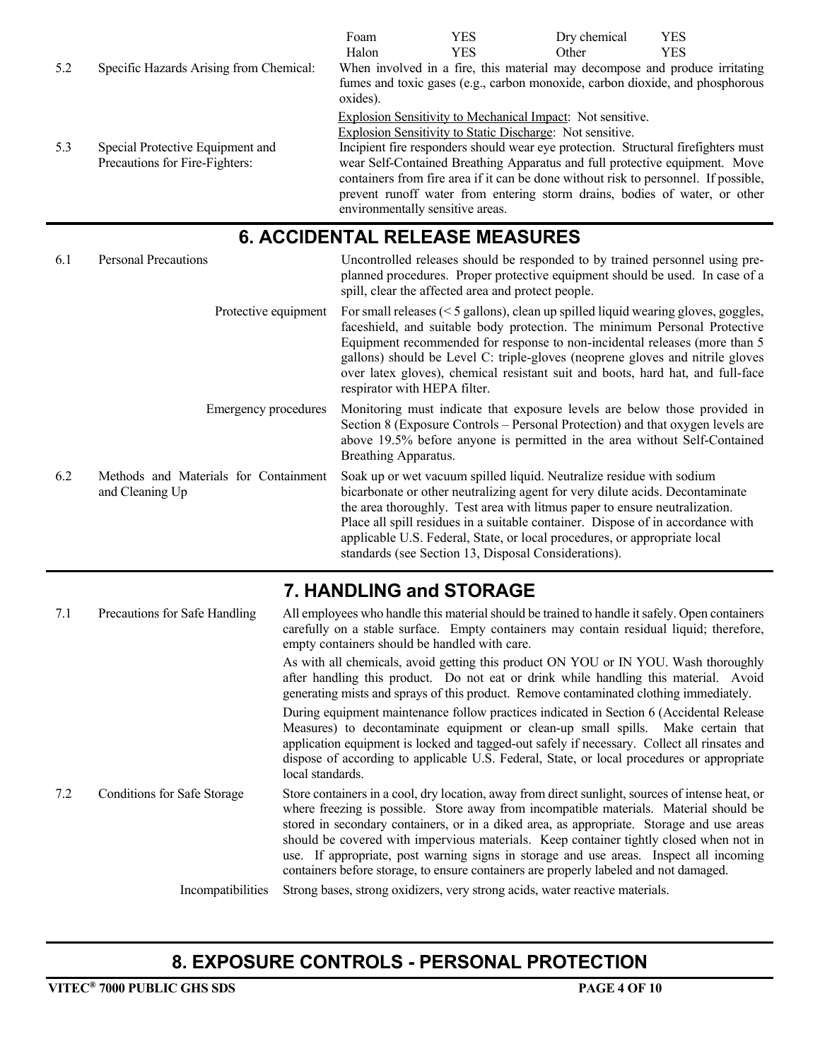| | | | |
|---|---|---|---|
| Foam | YES | Dry chemical | YES |
| Halon | YES | Other | YES |

5.2 Specific Hazards Arising from Chemical: When involved in a fire, this material may decompose and produce irritating fumes and toxic gases (e.g., carbon monoxide, carbon dioxide, and phosphorous oxides).

Explosion Sensitivity to Mechanical Impact: Not sensitive.
Explosion Sensitivity to Static Discharge: Not sensitive.

5.3 Special Protective Equipment and Precautions for Fire-Fighters: Incipient fire responders should wear eye protection. Structural firefighters must wear Self-Contained Breathing Apparatus and full protective equipment. Move containers from fire area if it can be done without risk to personnel. If possible, prevent runoff water from entering storm drains, bodies of water, or other environmentally sensitive areas.

## 6. ACCIDENTAL RELEASE MEASURES

6.1 Personal Precautions: Uncontrolled releases should be responded to by trained personnel using pre-planned procedures. Proper protective equipment should be used. In case of a spill, clear the affected area and protect people.

Protective equipment: For small releases (< 5 gallons), clean up spilled liquid wearing gloves, goggles, faceshield, and suitable body protection. The minimum Personal Protective Equipment recommended for response to non-incidental releases (more than 5 gallons) should be Level C: triple-gloves (neoprene gloves and nitrile gloves over latex gloves), chemical resistant suit and boots, hard hat, and full-face respirator with HEPA filter.

Emergency procedures: Monitoring must indicate that exposure levels are below those provided in Section 8 (Exposure Controls – Personal Protection) and that oxygen levels are above 19.5% before anyone is permitted in the area without Self-Contained Breathing Apparatus.

6.2 Methods and Materials for Containment and Cleaning Up: Soak up or wet vacuum spilled liquid. Neutralize residue with sodium bicarbonate or other neutralizing agent for very dilute acids. Decontaminate the area thoroughly. Test area with litmus paper to ensure neutralization. Place all spill residues in a suitable container. Dispose of in accordance with applicable U.S. Federal, State, or local procedures, or appropriate local standards (see Section 13, Disposal Considerations).

## 7. HANDLING and STORAGE

7.1 Precautions for Safe Handling: All employees who handle this material should be trained to handle it safely. Open containers carefully on a stable surface. Empty containers may contain residual liquid; therefore, empty containers should be handled with care.

As with all chemicals, avoid getting this product ON YOU or IN YOU. Wash thoroughly after handling this product. Do not eat or drink while handling this material. Avoid generating mists and sprays of this product. Remove contaminated clothing immediately.

During equipment maintenance follow practices indicated in Section 6 (Accidental Release Measures) to decontaminate equipment or clean-up small spills. Make certain that application equipment is locked and tagged-out safely if necessary. Collect all rinsates and dispose of according to applicable U.S. Federal, State, or local procedures or appropriate local standards.

7.2 Conditions for Safe Storage: Store containers in a cool, dry location, away from direct sunlight, sources of intense heat, or where freezing is possible. Store away from incompatible materials. Material should be stored in secondary containers, or in a diked area, as appropriate. Storage and use areas should be covered with impervious materials. Keep container tightly closed when not in use. If appropriate, post warning signs in storage and use areas. Inspect all incoming containers before storage, to ensure containers are properly labeled and not damaged.

Incompatibilities: Strong bases, strong oxidizers, very strong acids, water reactive materials.

## 8. EXPOSURE CONTROLS - PERSONAL PROTECTION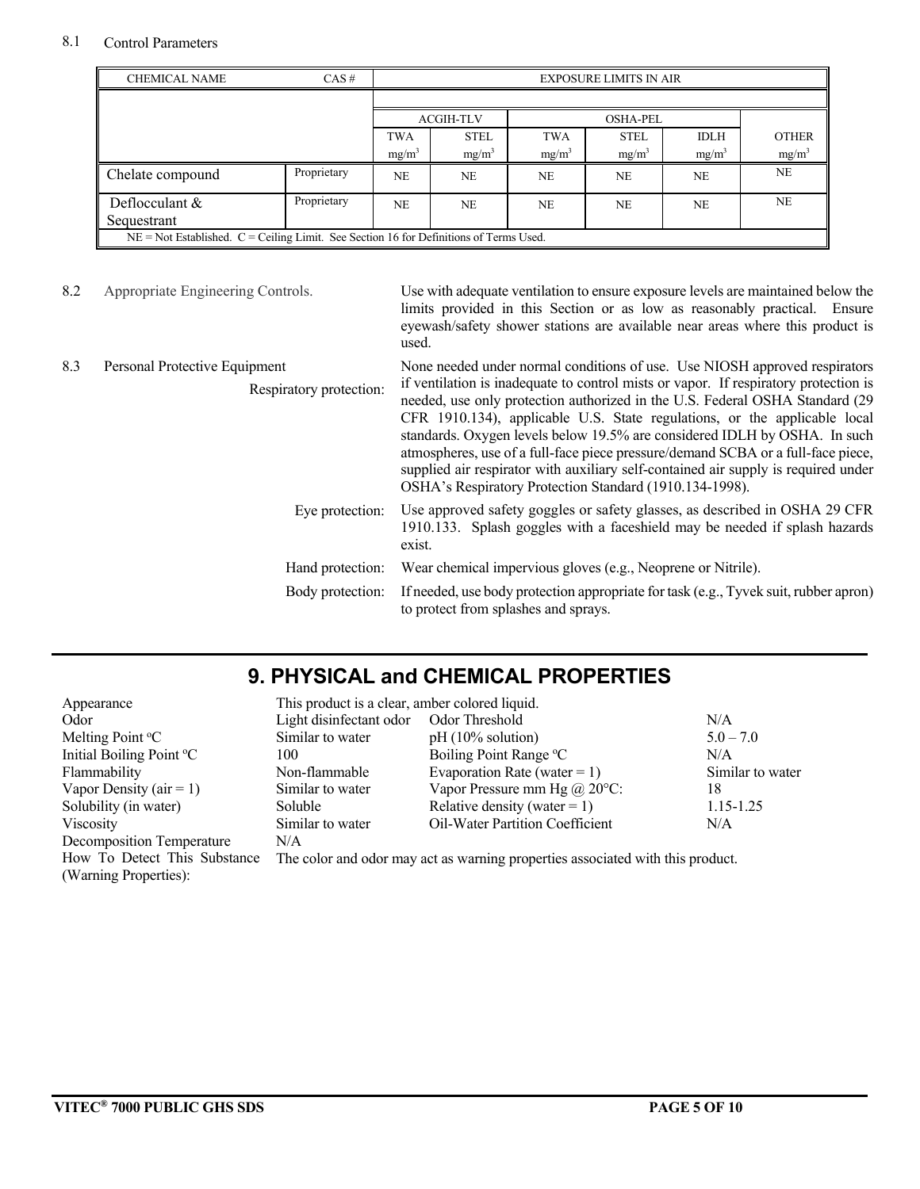8.1 Control Parameters

| CHEMICAL NAME | CAS # | EXPOSURE LIMITS IN AIR | | | | | |
|---|---|---|---|---|---|---|---|
| | | ACGIH-TLV | | OSHA-PEL | | | |
| | | TWA $mg/m^3$ | STEL $mg/m^3$ | TWA $mg/m^3$ | STEL $mg/m^3$ | IDLH $mg/m^3$ | OTHER $mg/m^3$ |
| Chelate compound | Proprietary | NE | NE | NE | NE | NE | NE |
| Deflocculant & Sequestrant | Proprietary | NE | NE | NE | NE | NE | NE |

NE = Not Established. C = Ceiling Limit. See Section 16 for Definitions of Terms Used.

8.2 Appropriate Engineering Controls. Use with adequate ventilation to ensure exposure levels are maintained below the limits provided in this Section or as low as reasonably practical. Ensure eyewash/safety shower stations are available near areas where this product is used.

8.3 Personal Protective Equipment

Respiratory protection: None needed under normal conditions of use. Use NIOSH approved respirators if ventilation is inadequate to control mists or vapor. If respiratory protection is needed, use only protection authorized in the U.S. Federal OSHA Standard (29 CFR 1910.134), applicable U.S. State regulations, or the applicable local standards. Oxygen levels below 19.5% are considered IDLH by OSHA. In such atmospheres, use of a full-face piece pressure/demand SCBA or a full-face piece, supplied air respirator with auxiliary self-contained air supply is required under OSHA's Respiratory Protection Standard (1910.134-1998).

Eye protection: Use approved safety goggles or safety glasses, as described in OSHA 29 CFR 1910.133. Splash goggles with a faceshield may be needed if splash hazards exist.

Hand protection: Wear chemical impervious gloves (e.g., Neoprene or Nitrile).

Body protection: If needed, use body protection appropriate for task (e.g., Tyvek suit, rubber apron) to protect from splashes and sprays.

## 9. PHYSICAL and CHEMICAL PROPERTIES

| | | | |
|---|---|---|---|
| Appearance | This product is a clear, amber colored liquid. | | |
| Odor | Light disinfectant odor | Odor Threshold | N/A |
| Melting Point °C | Similar to water | pH (10% solution) | 5.0 – 7.0 |
| Initial Boiling Point °C | 100 | Boiling Point Range °C | N/A |
| Flammability | Non-flammable | Evaporation Rate (water = 1) | Similar to water |
| Vapor Density (air = 1) | Similar to water | Vapor Pressure mm Hg @ 20°C: | 18 |
| Solubility (in water) | Soluble | Relative density (water = 1) | 1.15-1.25 |
| Viscosity | Similar to water | Oil-Water Partition Coefficient | N/A |
| Decomposition Temperature | N/A | | |
| How To Detect This Substance (Warning Properties): | The color and odor may act as warning properties associated with this product. | | |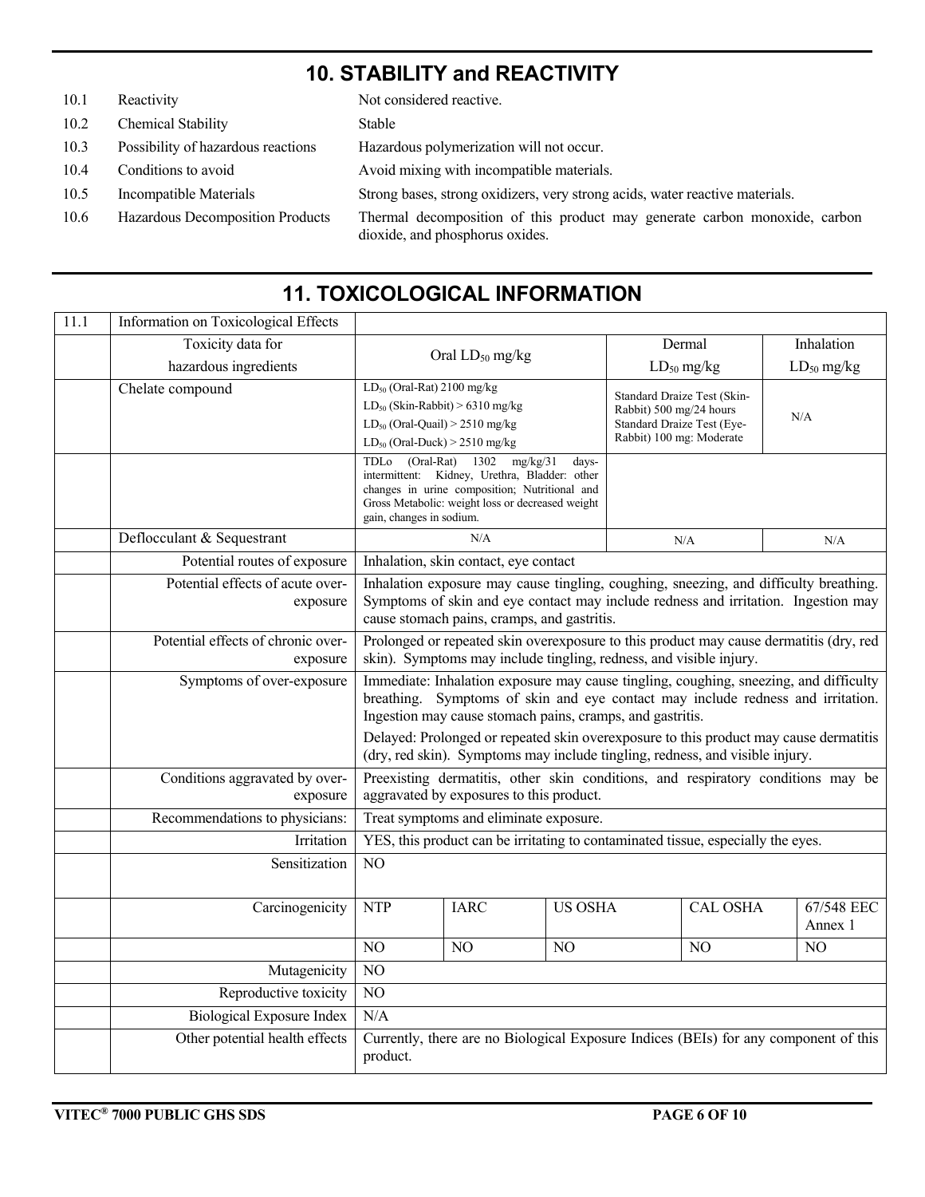## 10. STABILITY and REACTIVITY

| | | |
|---|---|---|
| 10.1 | Reactivity | Not considered reactive. |
| 10.2 | Chemical Stability | Stable |
| 10.3 | Possibility of hazardous reactions | Hazardous polymerization will not occur. |
| 10.4 | Conditions to avoid | Avoid mixing with incompatible materials. |
| 10.5 | Incompatible Materials | Strong bases, strong oxidizers, very strong acids, water reactive materials. |
| 10.6 | Hazardous Decomposition Products | Thermal decomposition of this product may generate carbon monoxide, carbon dioxide, and phosphorus oxides. |

## 11. TOXICOLOGICAL INFORMATION

| | | | | | | |
|---|---|---|---|---|---|---|
| 11.1 | Information on Toxicological Effects | | | | | |
| | Toxicity data for hazardous ingredients | Oral $LD_{50}$ mg/kg | | Dermal $LD_{50}$ mg/kg | | Inhalation $LD_{50}$ mg/kg |
| | Chelate compound | $LD_{50}$ (Oral-Rat) 2100 mg/kg<br>$LD_{50}$ (Skin-Rabbit) > 6310 mg/kg<br>$LD_{50}$ (Oral-Quail) > 2510 mg/kg<br>$LD_{50}$ (Oral-Duck) > 2510 mg/kg | | Standard Draize Test (Skin-Rabbit) 500 mg/24 hours<br>Standard Draize Test (Eye-Rabbit) 100 mg: Moderate | | N/A |
| | | TDLo (Oral-Rat) 1302 mg/kg/31 days-intermittent: Kidney, Urethra, Bladder: other changes in urine composition; Nutritional and Gross Metabolic: weight loss or decreased weight gain, changes in sodium. | | | | |
| | Deflocculant & Sequestrant | N/A | | N/A | | N/A |
| | Potential routes of exposure | Inhalation, skin contact, eye contact | | | | |
| | Potential effects of acute over-exposure | Inhalation exposure may cause tingling, coughing, sneezing, and difficulty breathing. Symptoms of skin and eye contact may include redness and irritation. Ingestion may cause stomach pains, cramps, and gastritis. | | | | |
| | Potential effects of chronic over-exposure | Prolonged or repeated skin overexposure to this product may cause dermatitis (dry, red skin). Symptoms may include tingling, redness, and visible injury. | | | | |
| | Symptoms of over-exposure | Immediate: Inhalation exposure may cause tingling, coughing, sneezing, and difficulty breathing. Symptoms of skin and eye contact may include redness and irritation. Ingestion may cause stomach pains, cramps, and gastritis.<br>Delayed: Prolonged or repeated skin overexposure to this product may cause dermatitis (dry, red skin). Symptoms may include tingling, redness, and visible injury. | | | | |
| | Conditions aggravated by over-exposure | Preexisting dermatitis, other skin conditions, and respiratory conditions may be aggravated by exposures to this product. | | | | |
| | Recommendations to physicians: | Treat symptoms and eliminate exposure. | | | | |
| | Irritation | YES, this product can be irritating to contaminated tissue, especially the eyes. | | | | |
| | Sensitization | NO | | | | |
| | Carcinogenicity | NTP | IARC | US OSHA | CAL OSHA | 67/548 EEC Annex 1 |
| | | NO | NO | NO | NO | NO |
| | Mutagenicity | NO | | | | |
| | Reproductive toxicity | NO | | | | |
| | Biological Exposure Index | N/A | | | | |
| | Other potential health effects | Currently, there are no Biological Exposure Indices (BEIs) for any component of this product. | | | | |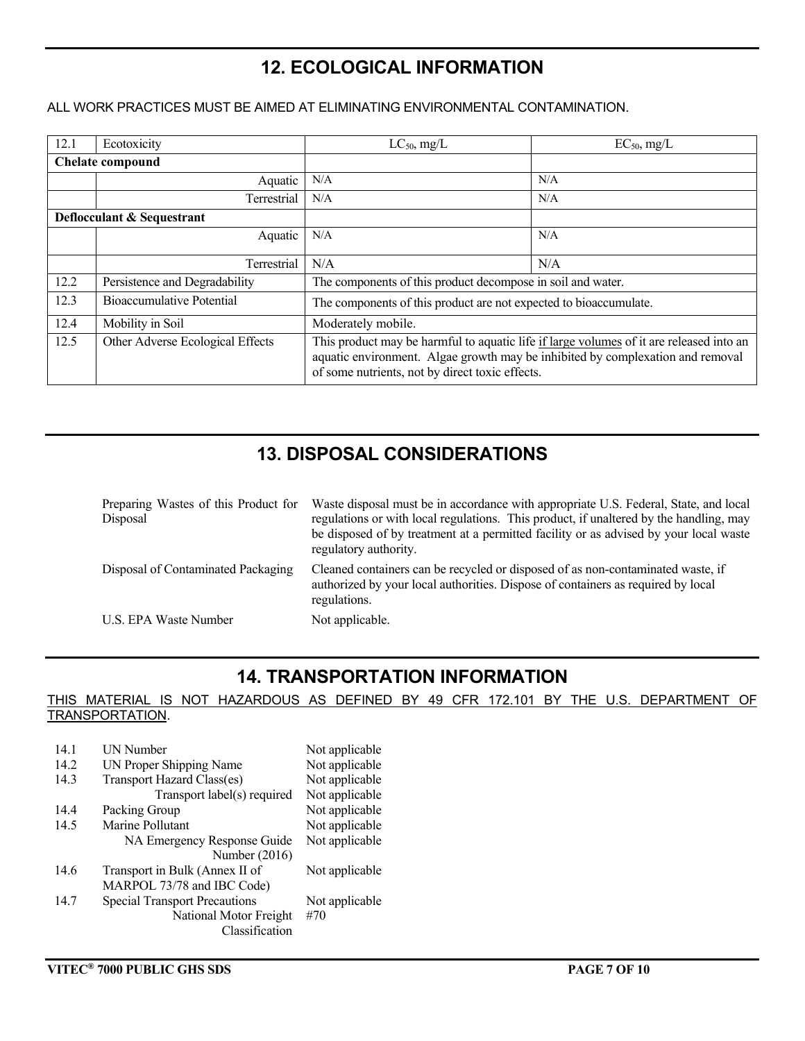## 12. ECOLOGICAL INFORMATION

ALL WORK PRACTICES MUST BE AIMED AT ELIMINATING ENVIRONMENTAL CONTAMINATION.

| 12.1 | Ecotoxicity | $LC_{50}$, mg/L | $EC_{50}$, mg/L |
|---|---|---|---|
| **Chelate compound** | | | |
| | Aquatic | N/A | N/A |
| | Terrestrial | N/A | N/A |
| **Deflocculant & Sequestrant** | | | |
| | Aquatic | N/A | N/A |
| | Terrestrial | N/A | N/A |
| 12.2 | Persistence and Degradability | The components of this product decompose in soil and water. | |
| 12.3 | Bioaccumulative Potential | The components of this product are not expected to bioaccumulate. | |
| 12.4 | Mobility in Soil | Moderately mobile. | |
| 12.5 | Other Adverse Ecological Effects | This product may be harmful to aquatic life if large volumes of it are released into an aquatic environment. Algae growth may be inhibited by complexation and removal of some nutrients, not by direct toxic effects. | |

## 13. DISPOSAL CONSIDERATIONS

| | |
|---|---|
| Preparing Wastes of this Product for Disposal | Waste disposal must be in accordance with appropriate U.S. Federal, State, and local regulations or with local regulations. This product, if unaltered by the handling, may be disposed of by treatment at a permitted facility or as advised by your local waste regulatory authority. |
| Disposal of Contaminated Packaging | Cleaned containers can be recycled or disposed of as non-contaminated waste, if authorized by your local authorities. Dispose of containers as required by local regulations. |
| U.S. EPA Waste Number | Not applicable. |

## 14. TRANSPORTATION INFORMATION

THIS MATERIAL IS NOT HAZARDOUS AS DEFINED BY 49 CFR 172.101 BY THE U.S. DEPARTMENT OF TRANSPORTATION.

| | | |
|---|---|---|
| 14.1 | UN Number | Not applicable |
| 14.2 | UN Proper Shipping Name | Not applicable |
| 14.3 | Transport Hazard Class(es) | Not applicable |
| | Transport label(s) required | Not applicable |
| 14.4 | Packing Group | Not applicable |
| 14.5 | Marine Pollutant | Not applicable |
| | NA Emergency Response Guide Number (2016) | Not applicable |
| 14.6 | Transport in Bulk (Annex II of MARPOL 73/78 and IBC Code) | Not applicable |
| 14.7 | Special Transport Precautions | Not applicable |
| | National Motor Freight Classification | #70 |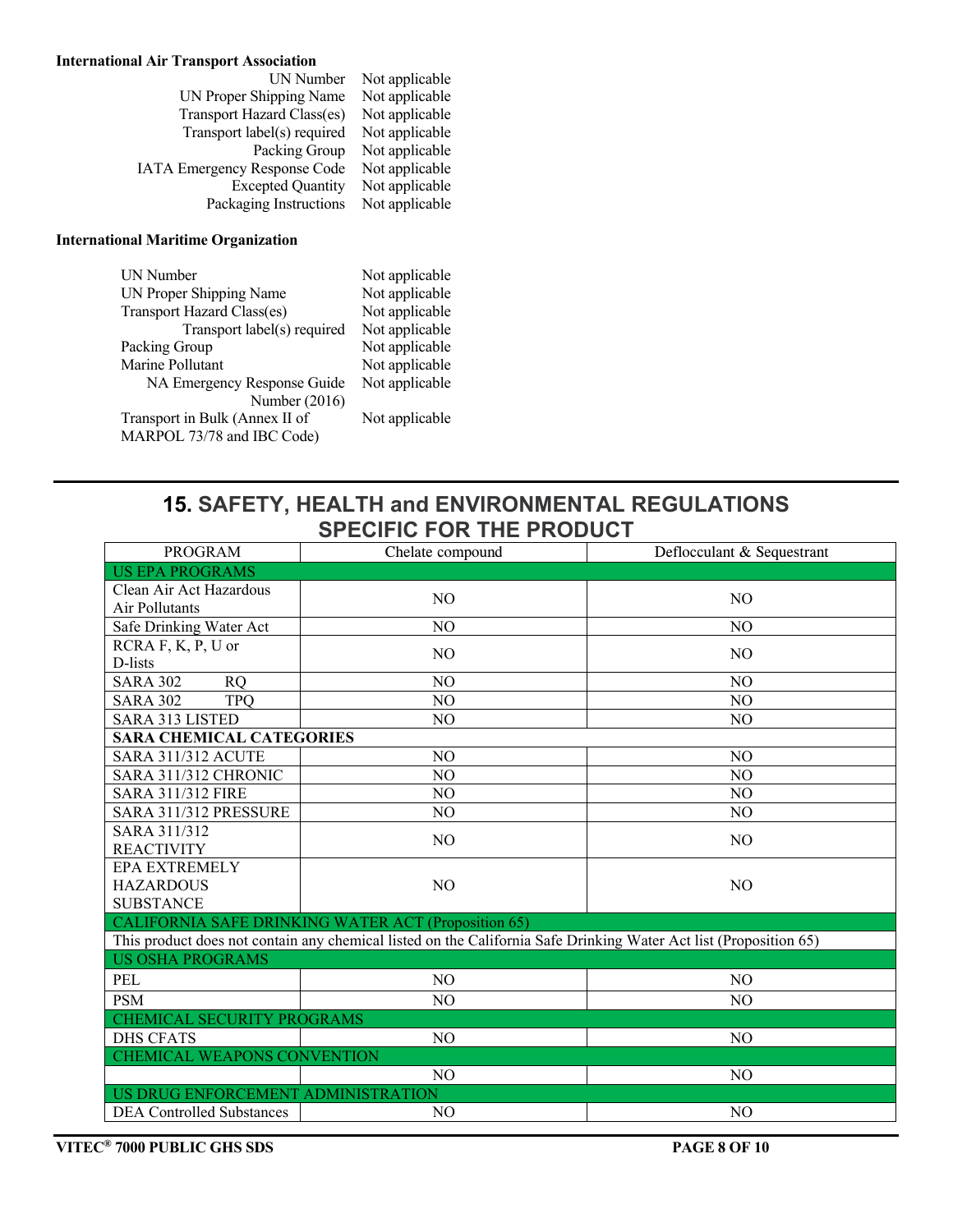**International Air Transport Association**

| | |
|---|---|
| UN Number | Not applicable |
| UN Proper Shipping Name | Not applicable |
| Transport Hazard Class(es) | Not applicable |
| Transport label(s) required | Not applicable |
| Packing Group | Not applicable |
| IATA Emergency Response Code | Not applicable |
| Excepted Quantity | Not applicable |
| Packaging Instructions | Not applicable |

**International Maritime Organization**

| | |
|---|---|
| UN Number | Not applicable |
| UN Proper Shipping Name | Not applicable |
| Transport Hazard Class(es) | Not applicable |
| Transport label(s) required | Not applicable |
| Packing Group | Not applicable |
| Marine Pollutant | Not applicable |
| NA Emergency Response Guide Number (2016) | Not applicable |
| Transport in Bulk (Annex II of MARPOL 73/78 and IBC Code) | Not applicable |

## 15. SAFETY, HEALTH and ENVIRONMENTAL REGULATIONS SPECIFIC FOR THE PRODUCT

| PROGRAM | Chelate compound | Deflocculant & Sequestrant |
|---|---|---|
| US EPA PROGRAMS | | |
| Clean Air Act Hazardous Air Pollutants | NO | NO |
| Safe Drinking Water Act | NO | NO |
| RCRA F, K, P, U or D-lists | NO | NO |
| SARA 302 RQ | NO | NO |
| SARA 302 TPQ | NO | NO |
| SARA 313 LISTED | NO | NO |
| **SARA CHEMICAL CATEGORIES** | | |
| SARA 311/312 ACUTE | NO | NO |
| SARA 311/312 CHRONIC | NO | NO |
| SARA 311/312 FIRE | NO | NO |
| SARA 311/312 PRESSURE | NO | NO |
| SARA 311/312 REACTIVITY | NO | NO |
| EPA EXTREMELY HAZARDOUS SUBSTANCE | NO | NO |
| CALIFORNIA SAFE DRINKING WATER ACT (Proposition 65) | | |
| This product does not contain any chemical listed on the California Safe Drinking Water Act list (Proposition 65) | | |
| US OSHA PROGRAMS | | |
| PEL | NO | NO |
| PSM | NO | NO |
| CHEMICAL SECURITY PROGRAMS | | |
| DHS CFATS | NO | NO |
| CHEMICAL WEAPONS CONVENTION | | |
| | NO | NO |
| US DRUG ENFORCEMENT ADMINISTRATION | | |
| DEA Controlled Substances | NO | NO |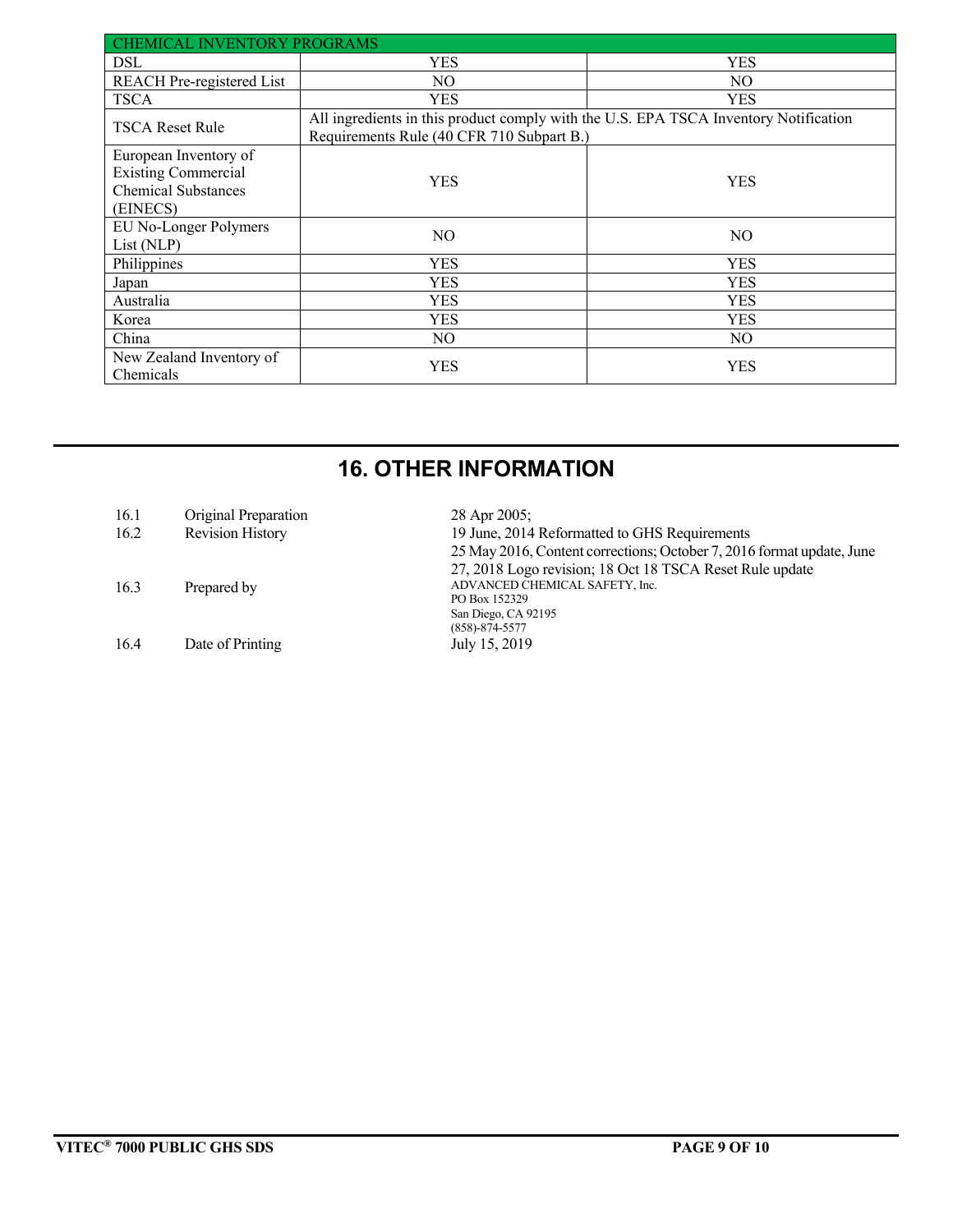| CHEMICAL INVENTORY PROGRAMS | | |
|---|---|---|
| DSL | YES | YES |
| REACH Pre-registered List | NO | NO |
| TSCA | YES | YES |
| TSCA Reset Rule | All ingredients in this product comply with the U.S. EPA TSCA Inventory Notification Requirements Rule (40 CFR 710 Subpart B.) | |
| European Inventory of Existing Commercial Chemical Substances (EINECS) | YES | YES |
| EU No-Longer Polymers List (NLP) | NO | NO |
| Philippines | YES | YES |
| Japan | YES | YES |
| Australia | YES | YES |
| Korea | YES | YES |
| China | NO | NO |
| New Zealand Inventory of Chemicals | YES | YES |

## 16. OTHER INFORMATION

| | | |
|---|---|---|
| 16.1 | Original Preparation | 28 Apr 2005; |
| 16.2 | Revision History | 19 June, 2014 Reformatted to GHS Requirements<br>25 May 2016, Content corrections; October 7, 2016 format update, June 27, 2018 Logo revision; 18 Oct 18 TSCA Reset Rule update |
| 16.3 | Prepared by | ADVANCED CHEMICAL SAFETY, Inc.<br>PO Box 152329<br>San Diego, CA 92195<br>(858)-874-5577 |
| 16.4 | Date of Printing | July 15, 2019 |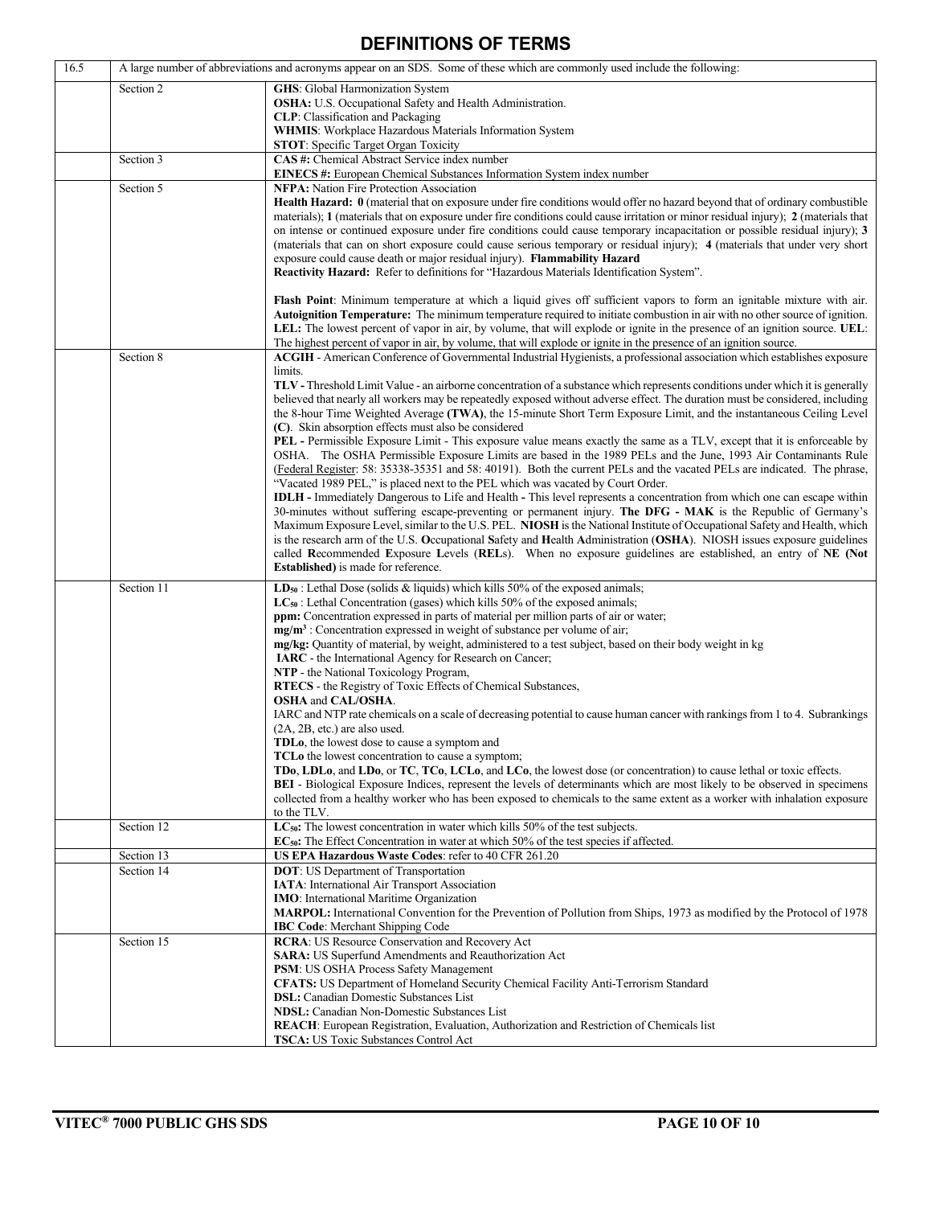# DEFINITIONS OF TERMS

| | | |
|---|---|---|
| 16.5 | A large number of abbreviations and acronyms appear on an SDS. Some of these which are commonly used include the following: | |
| | Section 2 | **GHS**: Global Harmonization System<br>**OSHA:** U.S. Occupational Safety and Health Administration.<br>**CLP**: Classification and Packaging<br>**WHMIS**: Workplace Hazardous Materials Information System<br>**STOT**: Specific Target Organ Toxicity |
| | Section 3 | **CAS #:** Chemical Abstract Service index number<br>**EINECS #:** European Chemical Substances Information System index number |
| | Section 5 | **NFPA:** Nation Fire Protection Association<br>**Health Hazard: 0** (material that on exposure under fire conditions would offer no hazard beyond that of ordinary combustible materials); **1** (materials that on exposure under fire conditions could cause irritation or minor residual injury); **2** (materials that on intense or continued exposure under fire conditions could cause temporary incapacitation or possible residual injury); **3** (materials that can on short exposure could cause serious temporary or residual injury); **4** (materials that under very short exposure could cause death or major residual injury). **Flammability Hazard**<br>**Reactivity Hazard:** Refer to definitions for "Hazardous Materials Identification System".<br><br>**Flash Point**: Minimum temperature at which a liquid gives off sufficient vapors to form an ignitable mixture with air. **Autoignition Temperature:** The minimum temperature required to initiate combustion in air with no other source of ignition. **LEL:** The lowest percent of vapor in air, by volume, that will explode or ignite in the presence of an ignition source. **UEL**: The highest percent of vapor in air, by volume, that will explode or ignite in the presence of an ignition source. |
| | Section 8 | **ACGIH** - American Conference of Governmental Industrial Hygienists, a professional association which establishes exposure limits.<br>**TLV -** Threshold Limit Value - an airborne concentration of a substance which represents conditions under which it is generally believed that nearly all workers may be repeatedly exposed without adverse effect. The duration must be considered, including the 8-hour Time Weighted Average **(TWA)**, the 15-minute Short Term Exposure Limit, and the instantaneous Ceiling Level **(C)**. Skin absorption effects must also be considered<br>**PEL -** Permissible Exposure Limit - This exposure value means exactly the same as a TLV, except that it is enforceable by OSHA. The OSHA Permissible Exposure Limits are based in the 1989 PELs and the June, 1993 Air Contaminants Rule (Federal Register: 58: 35338-35351 and 58: 40191). Both the current PELs and the vacated PELs are indicated. The phrase, "Vacated 1989 PEL," is placed next to the PEL which was vacated by Court Order.<br>**IDLH -** Immediately Dangerous to Life and Health **-** This level represents a concentration from which one can escape within 30-minutes without suffering escape-preventing or permanent injury. **The DFG - MAK** is the Republic of Germany's Maximum Exposure Level, similar to the U.S. PEL. **NIOSH** is the National Institute of Occupational Safety and Health, which is the research arm of the U.S. **O**ccupational **S**afety and **H**ealth **A**dministration (**OSHA**). NIOSH issues exposure guidelines called **R**ecommended **E**xposure **L**evels (**REL**s). When no exposure guidelines are established, an entry of **NE (Not Established)** is made for reference. |
| | Section 11 | **$LD_{50}$** : Lethal Dose (solids & liquids) which kills 50% of the exposed animals;<br>**$LC_{50}$** : Lethal Concentration (gases) which kills 50% of the exposed animals;<br>**ppm:** Concentration expressed in parts of material per million parts of air or water;<br>**$mg/m^3$** : Concentration expressed in weight of substance per volume of air;<br>**mg/kg:** Quantity of material, by weight, administered to a test subject, based on their body weight in kg<br>**IARC** - the International Agency for Research on Cancer;<br>**NTP** - the National Toxicology Program,<br>**RTECS** - the Registry of Toxic Effects of Chemical Substances,<br>**OSHA** and **CAL/OSHA**.<br>IARC and NTP rate chemicals on a scale of decreasing potential to cause human cancer with rankings from 1 to 4. Subrankings (2A, 2B, etc.) are also used.<br>**TDLo**, the lowest dose to cause a symptom and<br>**TCLo** the lowest concentration to cause a symptom;<br>**TDo**, **LDLo**, and **LDo**, or **TC**, **TCo**, **LCLo**, and **LCo**, the lowest dose (or concentration) to cause lethal or toxic effects.<br>**BEI** - Biological Exposure Indices, represent the levels of determinants which are most likely to be observed in specimens collected from a healthy worker who has been exposed to chemicals to the same extent as a worker with inhalation exposure to the TLV. |
| | Section 12 | **$LC_{50}$:** The lowest concentration in water which kills 50% of the test subjects.<br>**$EC_{50}$:** The Effect Concentration in water at which 50% of the test species if affected. |
| | Section 13 | **US EPA Hazardous Waste Codes**: refer to 40 CFR 261.20 |
| | Section 14 | **DOT**: US Department of Transportation<br>**IATA**: International Air Transport Association<br>**IMO**: International Maritime Organization<br>**MARPOL:** International Convention for the Prevention of Pollution from Ships, 1973 as modified by the Protocol of 1978<br>**IBC Code**: Merchant Shipping Code |
| | Section 15 | **RCRA**: US Resource Conservation and Recovery Act<br>**SARA:** US Superfund Amendments and Reauthorization Act<br>**PSM**: US OSHA Process Safety Management<br>**CFATS:** US Department of Homeland Security Chemical Facility Anti-Terrorism Standard<br>**DSL:** Canadian Domestic Substances List<br>**NDSL:** Canadian Non-Domestic Substances List<br>**REACH**: European Registration, Evaluation, Authorization and Restriction of Chemicals list<br>**TSCA:** US Toxic Substances Control Act |